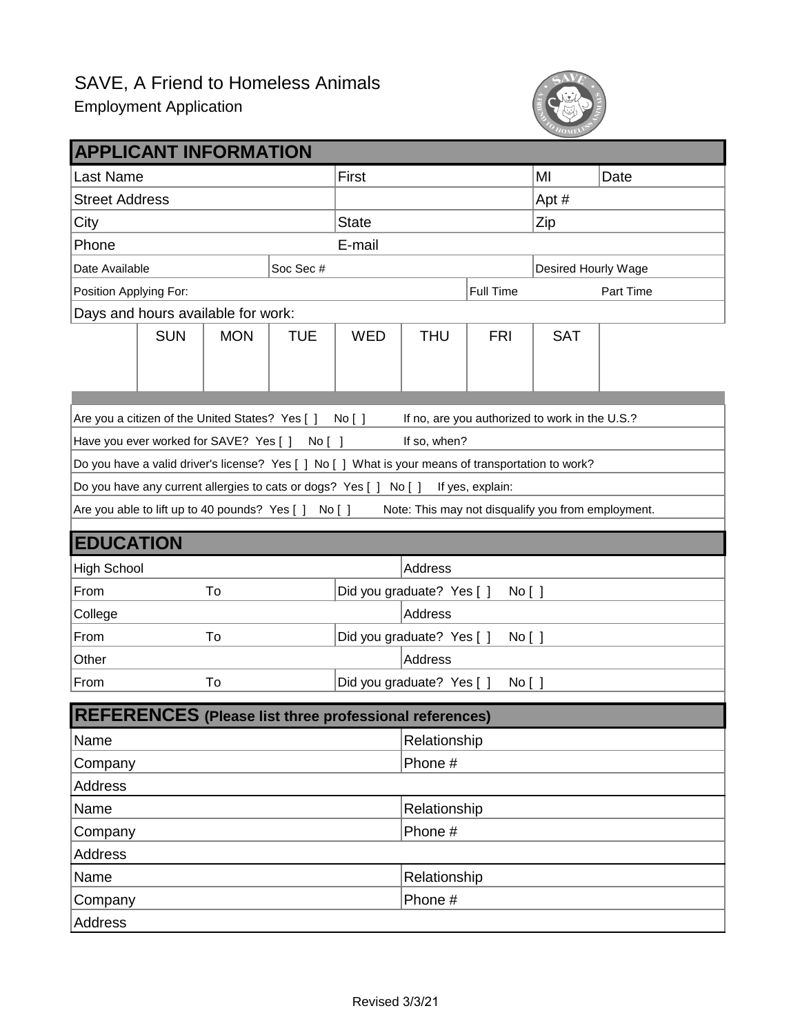# SAVE, A Friend to Homeless Animals

Employment Application

## APPLICANT INFORMATION

| Last Name | First | MI | Date |
|---|---|---|---|
| Street Address | | Apt # | |
| City | State | Zip | |
| Phone | E-mail | | |

| Date Available | Soc Sec # | Desired Hourly Wage |
|---|---|---|

| Position Applying For: | Full Time | Part Time |
|---|---|---|

Days and hours available for work:

| | SUN | MON | TUE | WED | THU | FRI | SAT | |
|---|---|---|---|---|---|---|---|---|
| | | | | | | | | |

Are you a citizen of the United States? Yes [ ] No [ ] If no, are you authorized to work in the U.S.?

Have you ever worked for SAVE? Yes [ ] No [ ] If so, when?

Do you have a valid driver's license? Yes [ ] No [ ] What is your means of transportation to work?

Do you have any current allergies to cats or dogs? Yes [ ] No [ ] If yes, explain:

Are you able to lift up to 40 pounds? Yes [ ] No [ ] Note: This may not disqualify you from employment.

## EDUCATION

| High School | | Address |
|---|---|---|
| From | To | Did you graduate? Yes [ ] No [ ] |
| College | | Address |
| From | To | Did you graduate? Yes [ ] No [ ] |
| Other | | Address |
| From | To | Did you graduate? Yes [ ] No [ ] |

## REFERENCES (Please list three professional references)

| Name | Relationship |
|---|---|
| Company | Phone # |
| Address | |
| Name | Relationship |
| Company | Phone # |
| Address | |
| Name | Relationship |
| Company | Phone # |
| Address | |

Revised 3/3/21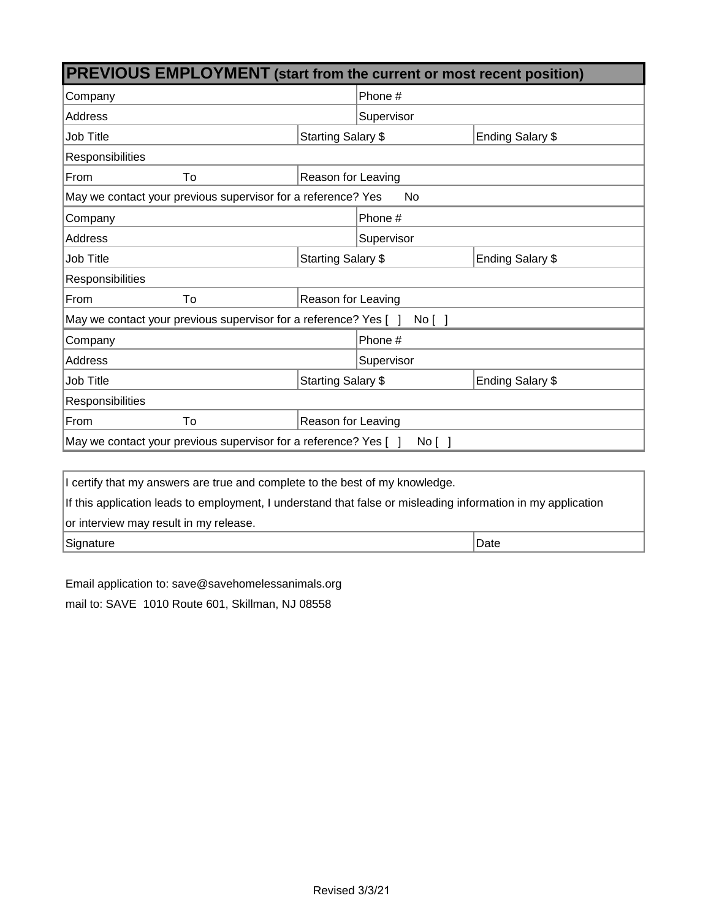## PREVIOUS EMPLOYMENT (start from the current or most recent position)

| | | |
|---|---|---|
| Company | Phone # | |
| Address | Supervisor | |
| Job Title | Starting Salary $ | Ending Salary $ |
| Responsibilities | | |
| From To | Reason for Leaving | |
| May we contact your previous supervisor for a reference? Yes No | | |
| Company | Phone # | |
| Address | Supervisor | |
| Job Title | Starting Salary $ | Ending Salary $ |
| Responsibilities | | |
| From To | Reason for Leaving | |
| May we contact your previous supervisor for a reference? Yes [ ] No [ ] | | |
| Company | Phone # | |
| Address | Supervisor | |
| Job Title | Starting Salary $ | Ending Salary $ |
| Responsibilities | | |
| From To | Reason for Leaving | |
| May we contact your previous supervisor for a reference? Yes [ ] No [ ] | | |

I certify that my answers are true and complete to the best of my knowledge.
If this application leads to employment, I understand that false or misleading information in my application or interview may result in my release.

| | |
|---|---|
| Signature | Date |

Email application to: save@savehomelessanimals.org

mail to: SAVE 1010 Route 601, Skillman, NJ 08558

Revised 3/3/21